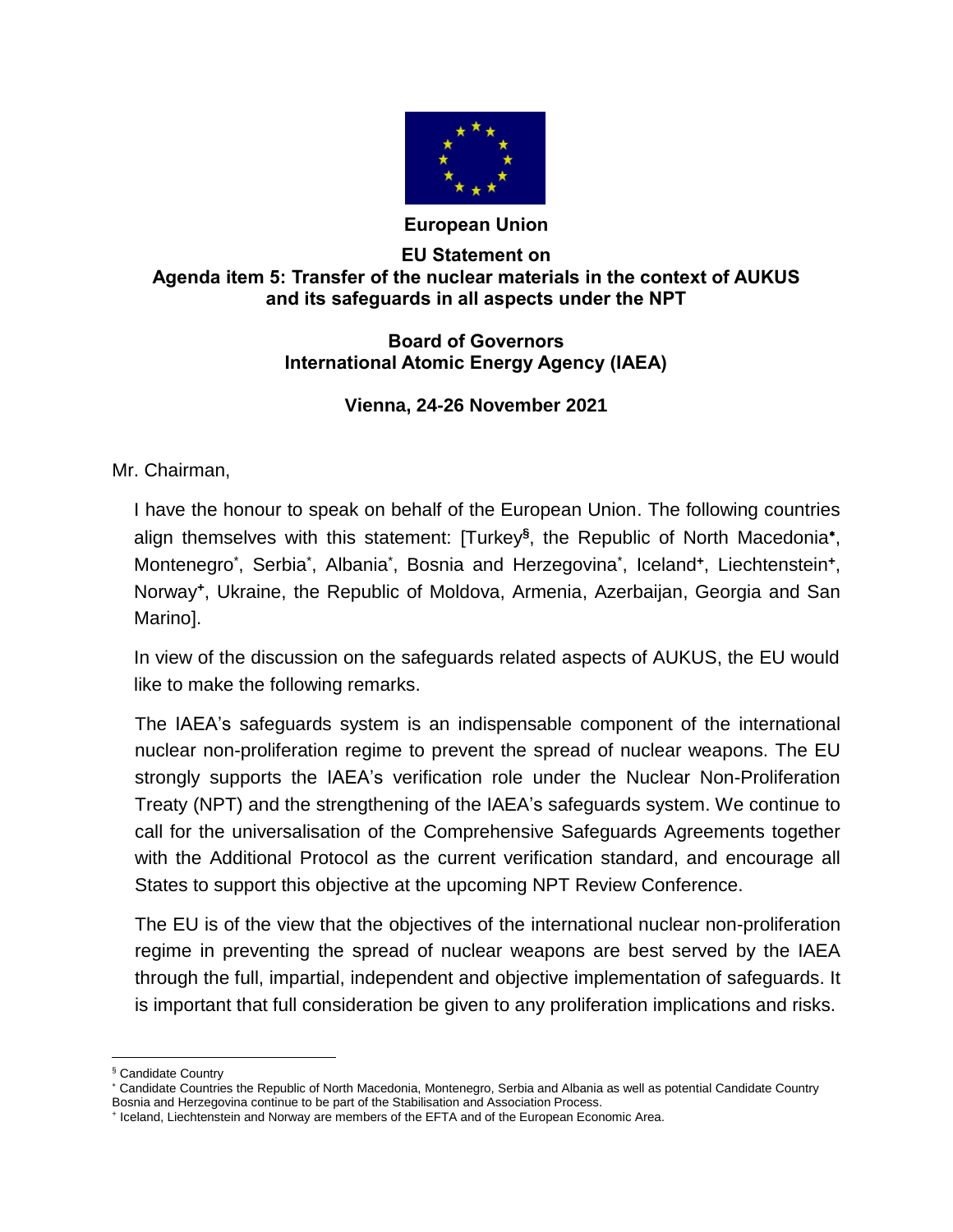**European Union**

**EU Statement on**
**Agenda item 5: Transfer of the nuclear materials in the context of AUKUS and its safeguards in all aspects under the NPT**

**Board of Governors**
**International Atomic Energy Agency (IAEA)**

**Vienna, 24-26 November 2021**

Mr. Chairman,

I have the honour to speak on behalf of the European Union. The following countries align themselves with this statement: [Turkey[§], the Republic of North Macedonia[*], Montenegro[*], Serbia[*], Albania[*], Bosnia and Herzegovina[*], Iceland[+], Liechtenstein[+], Norway[+], Ukraine, the Republic of Moldova, Armenia, Azerbaijan, Georgia and San Marino].

In view of the discussion on the safeguards related aspects of AUKUS, the EU would like to make the following remarks.

The IAEA's safeguards system is an indispensable component of the international nuclear non-proliferation regime to prevent the spread of nuclear weapons. The EU strongly supports the IAEA's verification role under the Nuclear Non-Proliferation Treaty (NPT) and the strengthening of the IAEA's safeguards system. We continue to call for the universalisation of the Comprehensive Safeguards Agreements together with the Additional Protocol as the current verification standard, and encourage all States to support this objective at the upcoming NPT Review Conference.

The EU is of the view that the objectives of the international nuclear non-proliferation regime in preventing the spread of nuclear weapons are best served by the IAEA through the full, impartial, independent and objective implementation of safeguards. It is important that full consideration be given to any proliferation implications and risks.

---

[§] Candidate Country

[*] Candidate Countries the Republic of North Macedonia, Montenegro, Serbia and Albania as well as potential Candidate Country Bosnia and Herzegovina continue to be part of the Stabilisation and Association Process.

[+] Iceland, Liechtenstein and Norway are members of the EFTA and of the European Economic Area.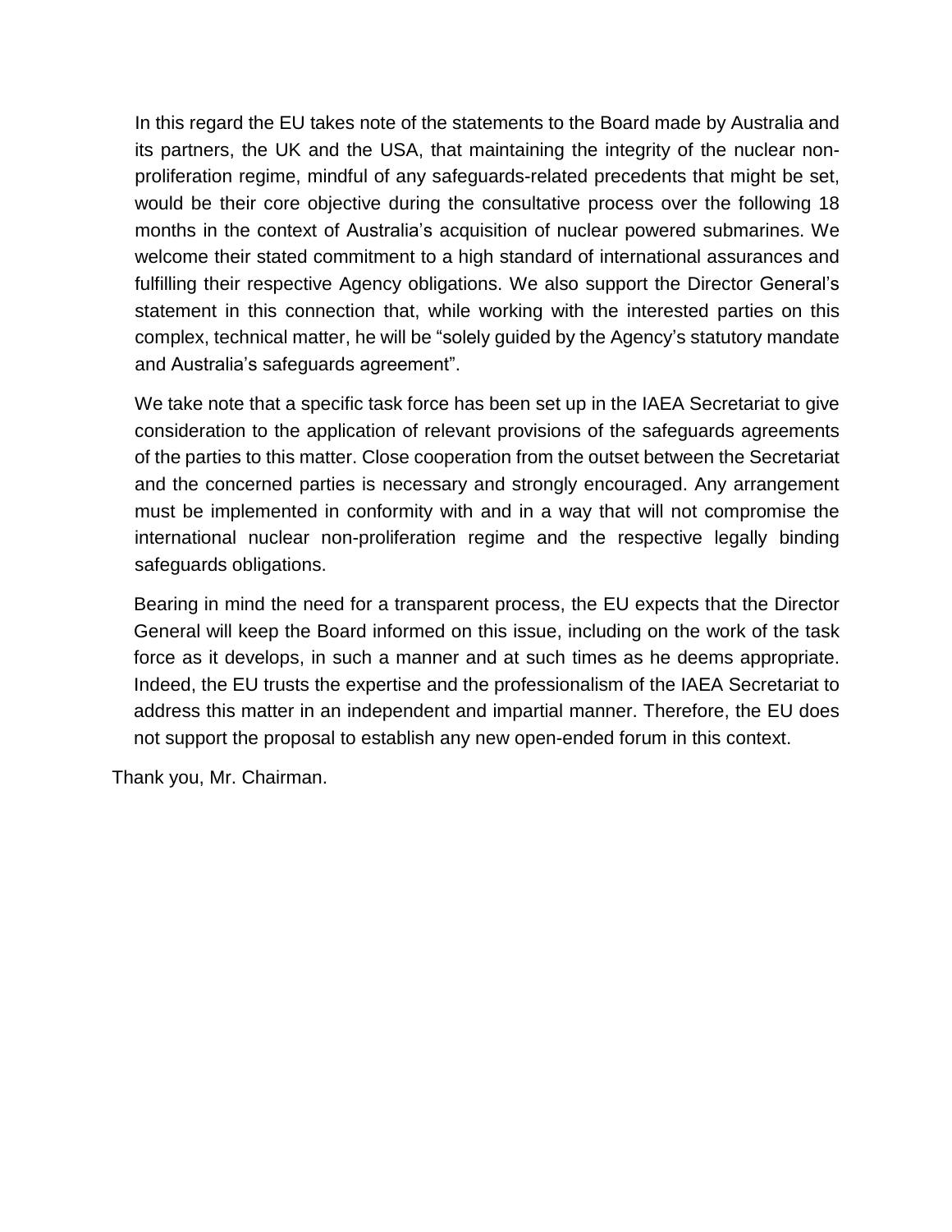In this regard the EU takes note of the statements to the Board made by Australia and its partners, the UK and the USA, that maintaining the integrity of the nuclear non-proliferation regime, mindful of any safeguards-related precedents that might be set, would be their core objective during the consultative process over the following 18 months in the context of Australia's acquisition of nuclear powered submarines. We welcome their stated commitment to a high standard of international assurances and fulfilling their respective Agency obligations. We also support the Director General's statement in this connection that, while working with the interested parties on this complex, technical matter, he will be "solely guided by the Agency's statutory mandate and Australia's safeguards agreement".

We take note that a specific task force has been set up in the IAEA Secretariat to give consideration to the application of relevant provisions of the safeguards agreements of the parties to this matter. Close cooperation from the outset between the Secretariat and the concerned parties is necessary and strongly encouraged. Any arrangement must be implemented in conformity with and in a way that will not compromise the international nuclear non-proliferation regime and the respective legally binding safeguards obligations.

Bearing in mind the need for a transparent process, the EU expects that the Director General will keep the Board informed on this issue, including on the work of the task force as it develops, in such a manner and at such times as he deems appropriate. Indeed, the EU trusts the expertise and the professionalism of the IAEA Secretariat to address this matter in an independent and impartial manner. Therefore, the EU does not support the proposal to establish any new open-ended forum in this context.

Thank you, Mr. Chairman.